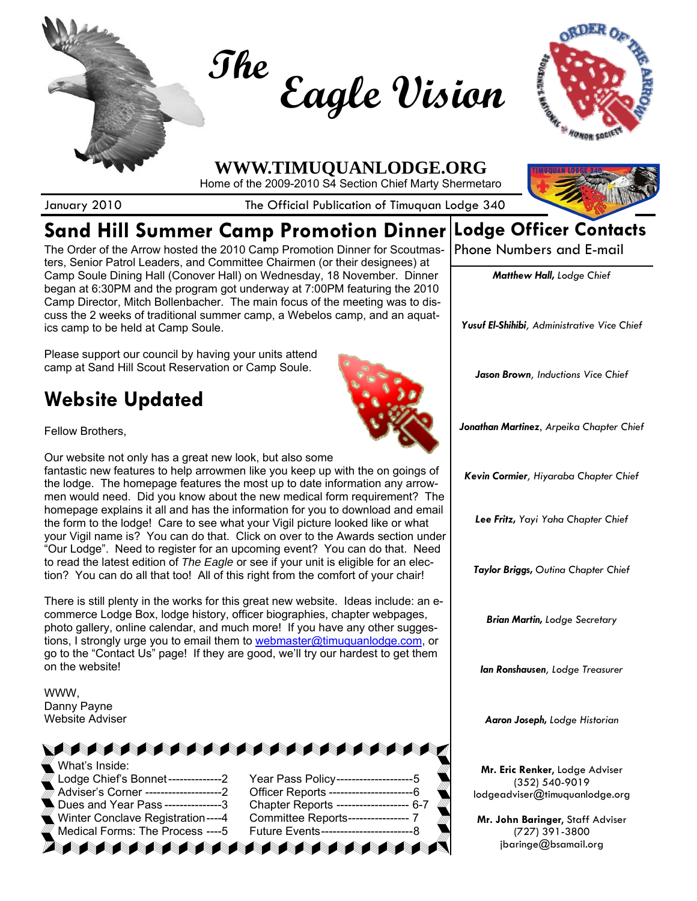# The Eagle Vision

**WWW.TIMUQUANLODGE.ORG**

Home of the 2009-2010 S4 Section Chief Marty Shermetaro

January 2010 The Official Publication of Timuquan Lodge 340

## Sand Hill Summer Camp Promotion Dinner

The Order of the Arrow hosted the 2010 Camp Promotion Dinner for Scoutmasters, Senior Patrol Leaders, and Committee Chairmen (or their designees) at Camp Soule Dining Hall (Conover Hall) on Wednesday, 18 November. Dinner began at 6:30PM and the program got underway at 7:00PM featuring the 2010 Camp Director, Mitch Bollenbacher. The main focus of the meeting was to discuss the 2 weeks of traditional summer camp, a Webelos camp, and an aquatics camp to be held at Camp Soule.

Please support our council by having your units attend camp at Sand Hill Scout Reservation or Camp Soule.

## Website Updated

Fellow Brothers,

Our website not only has a great new look, but also some fantastic new features to help arrowmen like you keep up with the on goings of the lodge. The homepage features the most up to date information any arrowmen would need. Did you know about the new medical form requirement? The homepage explains it all and has the information for you to download and email the form to the lodge! Care to see what your Vigil picture looked like or what your Vigil name is? You can do that. Click on over to the Awards section under "Our Lodge". Need to register for an upcoming event? You can do that. Need to read the latest edition of *The Eagle* or see if your unit is eligible for an election? You can do all that too! All of this right from the comfort of your chair!

There is still plenty in the works for this great new website. Ideas include: an e-commerce Lodge Box, lodge history, officer biographies, chapter webpages, photo gallery, online calendar, and much more! If you have any other suggestions, I strongly urge you to email them to webmaster@timuquanlodge.com, or go to the "Contact Us" page! If they are good, we'll try our hardest to get them on the website!

WWW,
Danny Payne
Website Adviser

What's Inside:

- Lodge Chief's Bonnet--------------2
- Adviser's Corner --------------------2
- Dues and Year Pass ---------------3
- Winter Conclave Registration----4
- Medical Forms: The Process ----5
- Year Pass Policy--------------------5
- Officer Reports ----------------------6
- Chapter Reports ------------------- 6-7
- Committee Reports---------------- 7
- Future Events------------------------8

## Lodge Officer Contacts

Phone Numbers and E-mail

***Matthew Hall**, Lodge Chief*

***Yusuf El-Shihibi**, Administrative Vice Chief*

***Jason Brown**, Inductions Vice Chief*

***Jonathan Martinez**, Arpeika Chapter Chief*

***Kevin Cormier**, Hiyaraba Chapter Chief*

***Lee Fritz**, Yayi Yaha Chapter Chief*

***Taylor Briggs**, Outina Chapter Chief*

***Brian Martin**, Lodge Secretary*

***Ian Ronshausen**, Lodge Treasurer*

***Aaron Joseph**, Lodge Historian*

**Mr. Eric Renker**, Lodge Adviser
(352) 540-9019
lodgeadviser@timuquanlodge.org

**Mr. John Baringer**, Staff Adviser
(727) 391-3800
jbaringe@bsamail.org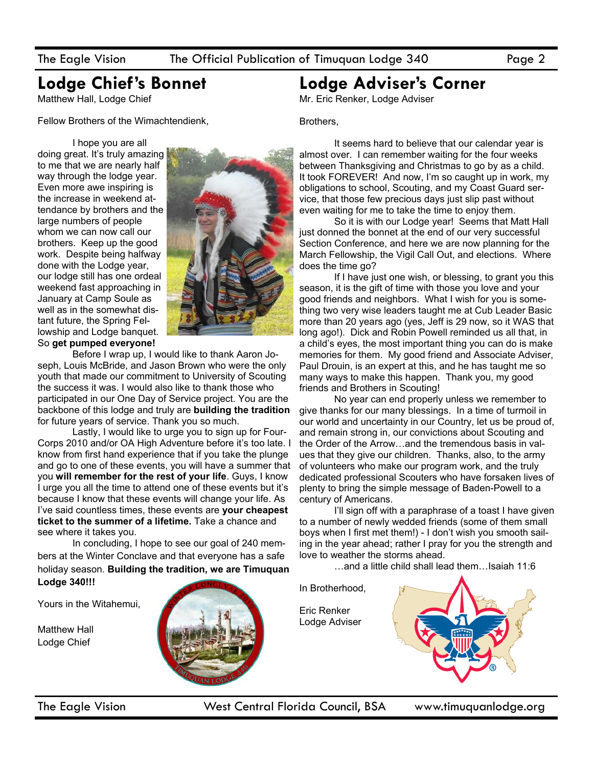## Lodge Chief's Bonnet

Matthew Hall, Lodge Chief

Fellow Brothers of the Wimachtendienk,

I hope you are all doing great. It's truly amazing to me that we are nearly half way through the lodge year. Even more awe inspiring is the increase in weekend attendance by brothers and the large numbers of people whom we can now call our brothers. Keep up the good work. Despite being halfway done with the Lodge year, our lodge still has one ordeal weekend fast approaching in January at Camp Soule as well as in the somewhat distant future, the Spring Fellowship and Lodge banquet. So **get pumped everyone!**

Before I wrap up, I would like to thank Aaron Joseph, Louis McBride, and Jason Brown who were the only youth that made our commitment to University of Scouting the success it was. I would also like to thank those who participated in our One Day of Service project. You are the backbone of this lodge and truly are **building the tradition** for future years of service. Thank you so much.

Lastly, I would like to urge you to sign up for Four-Corps 2010 and/or OA High Adventure before it's too late. I know from first hand experience that if you take the plunge and go to one of these events, you will have a summer that you **will remember for the rest of your life**. Guys, I know I urge you all the time to attend one of these events but it's because I know that these events will change your life. As I've said countless times, these events are **your cheapest ticket to the summer of a lifetime.** Take a chance and see where it takes you.

In concluding, I hope to see our goal of 240 members at the Winter Conclave and that everyone has a safe holiday season. **Building the tradition, we are Timuquan Lodge 340!!!**

Yours in the Witahemui,

Matthew Hall
Lodge Chief

## Lodge Adviser's Corner

Mr. Eric Renker, Lodge Adviser

Brothers,

It seems hard to believe that our calendar year is almost over. I can remember waiting for the four weeks between Thanksgiving and Christmas to go by as a child. It took FOREVER! And now, I'm so caught up in work, my obligations to school, Scouting, and my Coast Guard service, that those few precious days just slip past without even waiting for me to take the time to enjoy them.

So it is with our Lodge year! Seems that Matt Hall just donned the bonnet at the end of our very successful Section Conference, and here we are now planning for the March Fellowship, the Vigil Call Out, and elections. Where does the time go?

If I have just one wish, or blessing, to grant you this season, it is the gift of time with those you love and your good friends and neighbors. What I wish for you is something two very wise leaders taught me at Cub Leader Basic more than 20 years ago (yes, Jeff is 29 now, so it WAS that long ago!). Dick and Robin Powell reminded us all that, in a child's eyes, the most important thing you can do is make memories for them. My good friend and Associate Adviser, Paul Drouin, is an expert at this, and he has taught me so many ways to make this happen. Thank you, my good friends and Brothers in Scouting!

No year can end properly unless we remember to give thanks for our many blessings. In a time of turmoil in our world and uncertainty in our Country, let us be proud of, and remain strong in, our convictions about Scouting and the Order of the Arrow…and the tremendous basis in values that they give our children. Thanks, also, to the army of volunteers who make our program work, and the truly dedicated professional Scouters who have forsaken lives of plenty to bring the simple message of Baden-Powell to a century of Americans.

I'll sign off with a paraphrase of a toast I have given to a number of newly wedded friends (some of them small boys when I first met them!) - I don't wish you smooth sailing in the year ahead; rather I pray for you the strength and love to weather the storms ahead.

…and a little child shall lead them…Isaiah 11:6

In Brotherhood,

Eric Renker
Lodge Adviser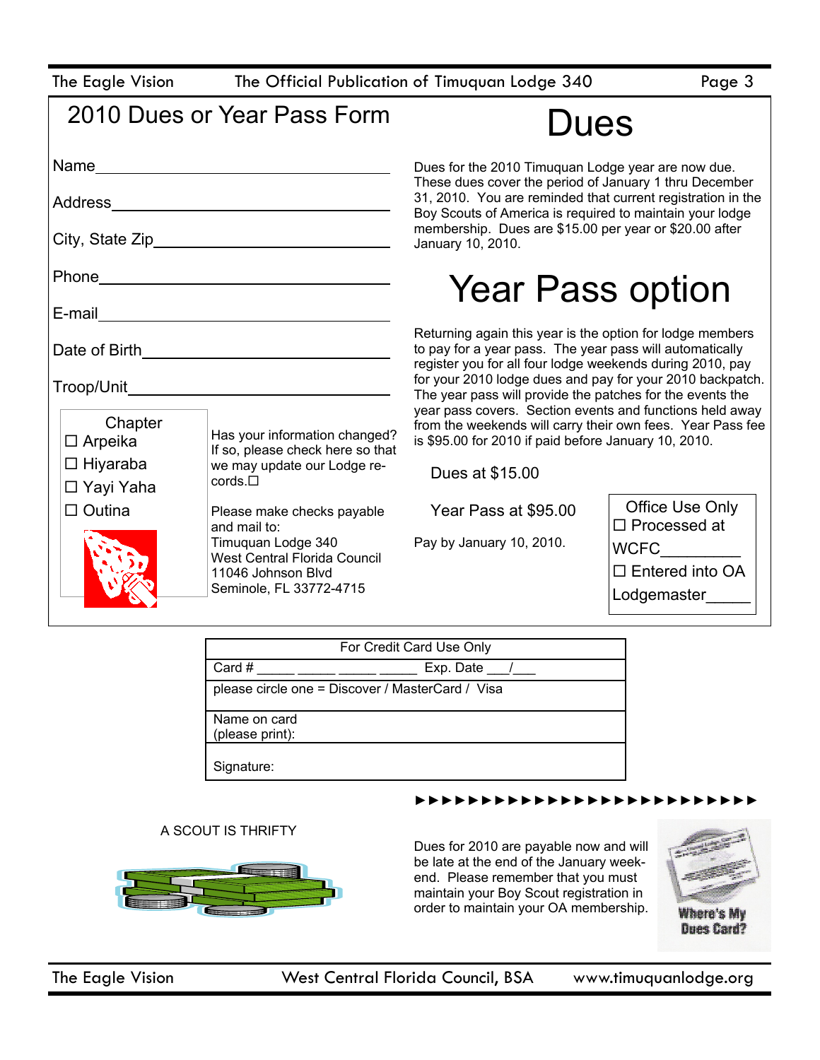## 2010 Dues or Year Pass Form

Name\_\_\_\_\_\_\_\_\_\_\_\_\_\_\_\_\_\_\_\_\_\_\_\_\_\_\_\_\_\_

Address\_\_\_\_\_\_\_\_\_\_\_\_\_\_\_\_\_\_\_\_\_\_\_\_\_\_\_\_\_\_

City, State Zip\_\_\_\_\_\_\_\_\_\_\_\_\_\_\_\_\_\_\_\_\_\_\_\_\_\_\_\_\_\_

Phone\_\_\_\_\_\_\_\_\_\_\_\_\_\_\_\_\_\_\_\_\_\_\_\_\_\_\_\_\_\_

E-mail\_\_\_\_\_\_\_\_\_\_\_\_\_\_\_\_\_\_\_\_\_\_\_\_\_\_\_\_\_\_

Date of Birth\_\_\_\_\_\_\_\_\_\_\_\_\_\_\_\_\_\_\_\_\_\_\_\_\_\_\_\_\_\_

Troop/Unit\_\_\_\_\_\_\_\_\_\_\_\_\_\_\_\_\_\_\_\_\_\_\_\_\_\_\_\_\_\_

**Chapter**
- ☐ Arpeika
- ☐ Hiyaraba
- ☐ Yayi Yaha
- ☐ Outina

Has your information changed? If so, please check here so that we may update our Lodge records.☐

Please make checks payable and mail to:
Timuquan Lodge 340
West Central Florida Council
11046 Johnson Blvd
Seminole, FL 33772-4715

# Dues

Dues for the 2010 Timuquan Lodge year are now due. These dues cover the period of January 1 thru December 31, 2010. You are reminded that current registration in the Boy Scouts of America is required to maintain your lodge membership. Dues are $15.00 per year or $20.00 after January 10, 2010.

# Year Pass option

Returning again this year is the option for lodge members to pay for a year pass. The year pass will automatically register you for all four lodge weekends during 2010, pay for your 2010 lodge dues and pay for your 2010 backpatch. The year pass will provide the patches for the events the year pass covers. Section events and functions held away from the weekends will carry their own fees. Year Pass fee is $95.00 for 2010 if paid before January 10, 2010.

Dues at $15.00

Year Pass at $95.00

Pay by January 10, 2010.

**Office Use Only**
- ☐ Processed at WCFC\_\_\_\_\_\_\_\_\_
- ☐ Entered into OA Lodgemaster\_\_\_\_\_

| For Credit Card Use Only |
|---|
| Card # \_\_\_\_\_ \_\_\_\_\_ \_\_\_\_\_ \_\_\_\_\_ Exp. Date \_\_\_/\_\_\_ |
| please circle one = Discover / MasterCard / Visa |
| Name on card (please print): |
| Signature: |

A SCOUT IS THRIFTY

►►►►►►►►►►►►►►►►►►►►►►►►►►►

Dues for 2010 are payable now and will be late at the end of the January weekend. Please remember that you must maintain your Boy Scout registration in order to maintain your OA membership.

Where's My Dues Card?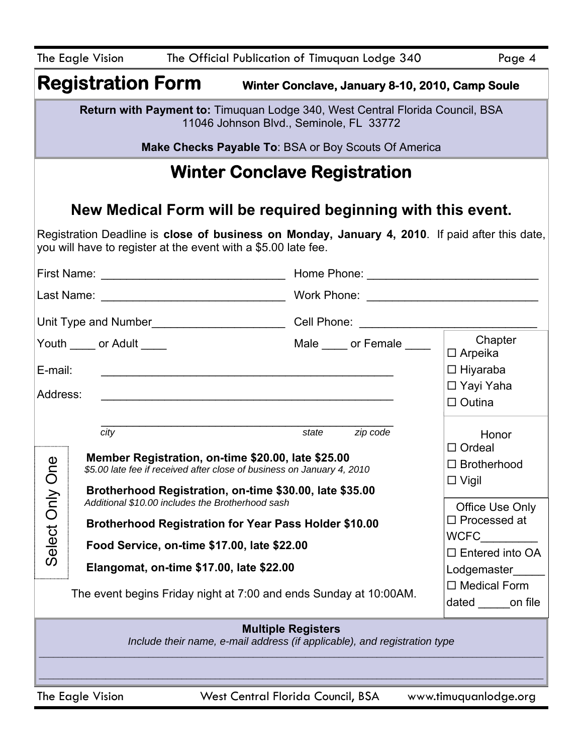# Registration Form

**Winter Conclave, January 8-10, 2010, Camp Soule**

**Return with Payment to:** Timuquan Lodge 340, West Central Florida Council, BSA
11046 Johnson Blvd., Seminole, FL 33772

**Make Checks Payable To**: BSA or Boy Scouts Of America

## Winter Conclave Registration

### New Medical Form will be required beginning with this event.

Registration Deadline is **close of business on Monday, January 4, 2010**. If paid after this date, you will have to register at the event with a $5.00 late fee.

First Name: ____________________________ Home Phone: __________________________

Last Name: ____________________________ Work Phone: __________________________

Unit Type and Number____________________ Cell Phone: ___________________________

Youth ____ or Adult ____ Male ____ or Female ____

E-mail: ____________________________________________

Address: ____________________________________________

____________________________________________
*city* *state* *zip code*

**Chapter**
- ☐ Arpeika
- ☐ Hiyaraba
- ☐ Yayi Yaha
- ☐ Outina

**Honor**
- ☐ Ordeal
- ☐ Brotherhood
- ☐ Vigil

**Select Only One**

**Member Registration, on-time $20.00, late $25.00**
*$5.00 late fee if received after close of business on January 4, 2010*

**Brotherhood Registration, on-time $30.00, late $35.00**
*Additional $10.00 includes the Brotherhood sash*

**Brotherhood Registration for Year Pass Holder $10.00**

**Food Service, on-time $17.00, late $22.00**

**Elangomat, on-time $17.00, late $22.00**

The event begins Friday night at 7:00 and ends Sunday at 10:00AM.

**Office Use Only**
- ☐ Processed at WCFC_________
- ☐ Entered into OA Lodgemaster_____
- ☐ Medical Form dated _____on file

**Multiple Registers**

*Include their name, e-mail address (if applicable), and registration type*

______________________________________________________________________________

______________________________________________________________________________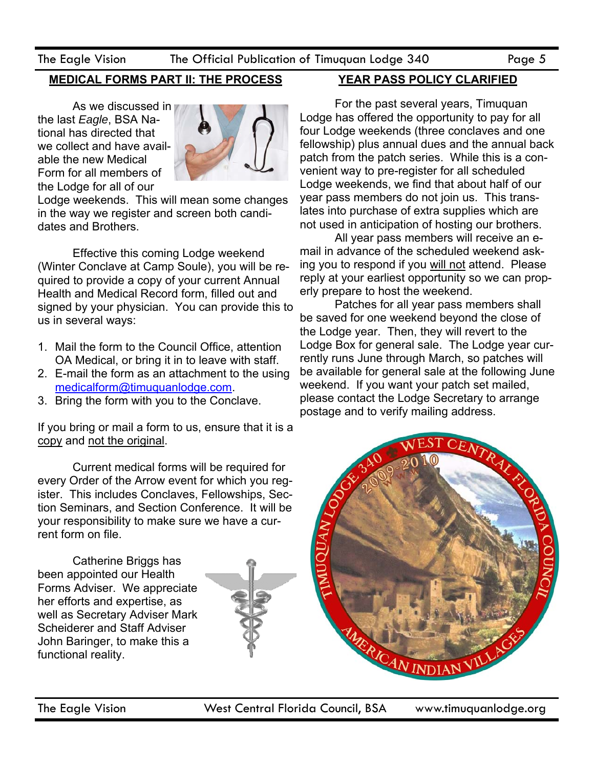## MEDICAL FORMS PART II: THE PROCESS

As we discussed in the last *Eagle*, BSA National has directed that we collect and have available the new Medical Form for all members of the Lodge for all of our Lodge weekends. This will mean some changes in the way we register and screen both candidates and Brothers.

Effective this coming Lodge weekend (Winter Conclave at Camp Soule), you will be required to provide a copy of your current Annual Health and Medical Record form, filled out and signed by your physician. You can provide this to us in several ways:

1. Mail the form to the Council Office, attention OA Medical, or bring it in to leave with staff.
2. E-mail the form as an attachment to the using medicalform@timuquanlodge.com.
3. Bring the form with you to the Conclave.

If you bring or mail a form to us, ensure that it is a copy and not the original.

Current medical forms will be required for every Order of the Arrow event for which you register. This includes Conclaves, Fellowships, Section Seminars, and Section Conference. It will be your responsibility to make sure we have a current form on file.

Catherine Briggs has been appointed our Health Forms Adviser. We appreciate her efforts and expertise, as well as Secretary Adviser Mark Scheiderer and Staff Adviser John Baringer, to make this a functional reality.

## YEAR PASS POLICY CLARIFIED

For the past several years, Timuquan Lodge has offered the opportunity to pay for all four Lodge weekends (three conclaves and one fellowship) plus annual dues and the annual back patch from the patch series. While this is a convenient way to pre-register for all scheduled Lodge weekends, we find that about half of our year pass members do not join us. This translates into purchase of extra supplies which are not used in anticipation of hosting our brothers.

All year pass members will receive an e-mail in advance of the scheduled weekend asking you to respond if you will not attend. Please reply at your earliest opportunity so we can properly prepare to host the weekend.

Patches for all year pass members shall be saved for one weekend beyond the close of the Lodge year. Then, they will revert to the Lodge Box for general sale. The Lodge year currently runs June through March, so patches will be available for general sale at the following June weekend. If you want your patch set mailed, please contact the Lodge Secretary to arrange postage and to verify mailing address.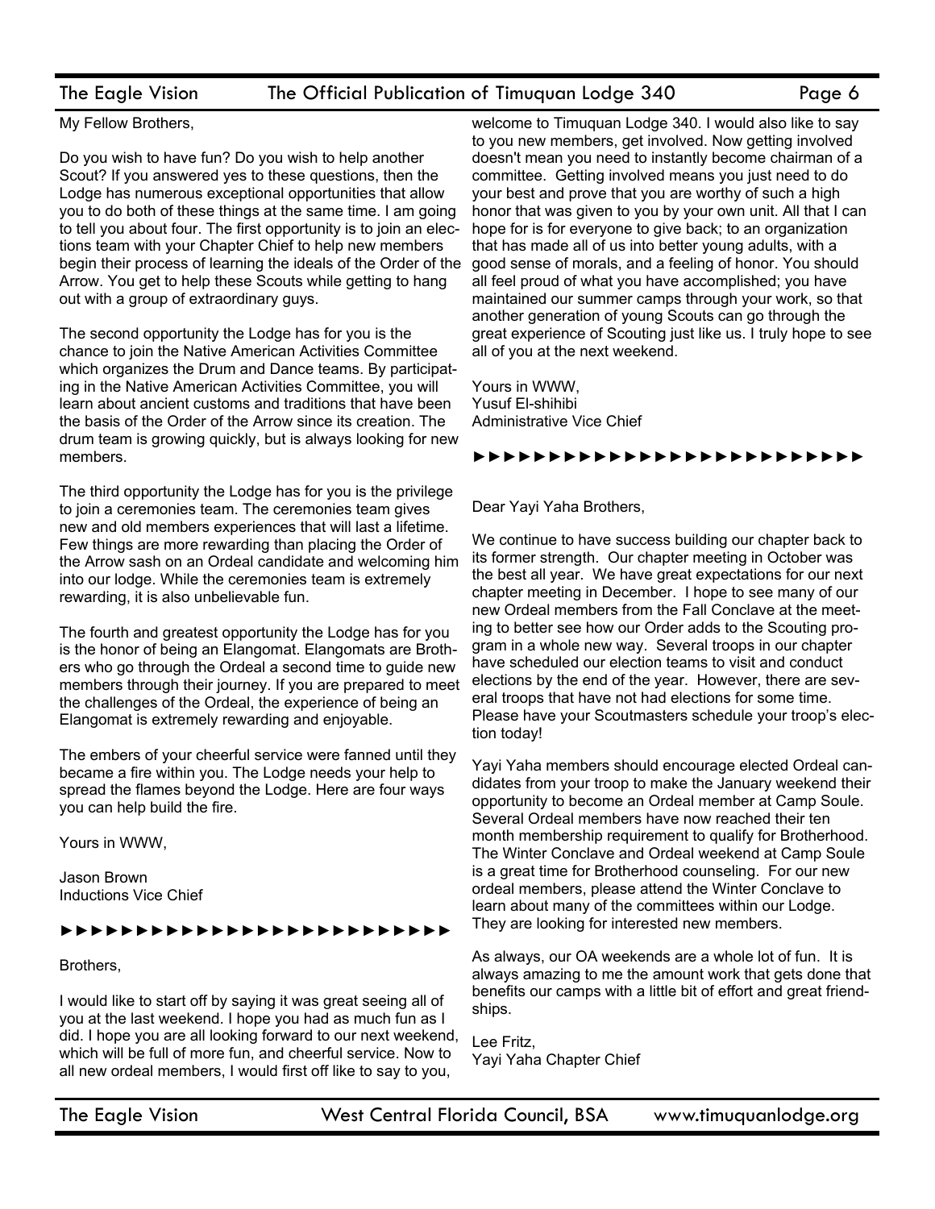My Fellow Brothers,

Do you wish to have fun? Do you wish to help another Scout? If you answered yes to these questions, then the Lodge has numerous exceptional opportunities that allow you to do both of these things at the same time. I am going to tell you about four. The first opportunity is to join an elections team with your Chapter Chief to help new members begin their process of learning the ideals of the Order of the Arrow. You get to help these Scouts while getting to hang out with a group of extraordinary guys.

The second opportunity the Lodge has for you is the chance to join the Native American Activities Committee which organizes the Drum and Dance teams. By participating in the Native American Activities Committee, you will learn about ancient customs and traditions that have been the basis of the Order of the Arrow since its creation. The drum team is growing quickly, but is always looking for new members.

The third opportunity the Lodge has for you is the privilege to join a ceremonies team. The ceremonies team gives new and old members experiences that will last a lifetime. Few things are more rewarding than placing the Order of the Arrow sash on an Ordeal candidate and welcoming him into our lodge. While the ceremonies team is extremely rewarding, it is also unbelievable fun.

The fourth and greatest opportunity the Lodge has for you is the honor of being an Elangomat. Elangomats are Brothers who go through the Ordeal a second time to guide new members through their journey. If you are prepared to meet the challenges of the Ordeal, the experience of being an Elangomat is extremely rewarding and enjoyable.

The embers of your cheerful service were fanned until they became a fire within you. The Lodge needs your help to spread the flames beyond the Lodge. Here are four ways you can help build the fire.

Yours in WWW,

Jason Brown
Inductions Vice Chief

►►►►►►►►►►►►►►►►►►►►►►►►►►

Brothers,

I would like to start off by saying it was great seeing all of you at the last weekend. I hope you had as much fun as I did. I hope you are all looking forward to our next weekend, which will be full of more fun, and cheerful service. Now to all new ordeal members, I would first off like to say to you, welcome to Timuquan Lodge 340. I would also like to say to you new members, get involved. Now getting involved doesn't mean you need to instantly become chairman of a committee. Getting involved means you just need to do your best and prove that you are worthy of such a high honor that was given to you by your own unit. All that I can hope for is for everyone to give back; to an organization that has made all of us into better young adults, with a good sense of morals, and a feeling of honor. You should all feel proud of what you have accomplished; you have maintained our summer camps through your work, so that another generation of young Scouts can go through the great experience of Scouting just like us. I truly hope to see all of you at the next weekend.

Yours in WWW,
Yusuf El-shihibi
Administrative Vice Chief

►►►►►►►►►►►►►►►►►►►►►►►►►►

Dear Yayi Yaha Brothers,

We continue to have success building our chapter back to its former strength. Our chapter meeting in October was the best all year. We have great expectations for our next chapter meeting in December. I hope to see many of our new Ordeal members from the Fall Conclave at the meeting to better see how our Order adds to the Scouting program in a whole new way. Several troops in our chapter have scheduled our election teams to visit and conduct elections by the end of the year. However, there are several troops that have not had elections for some time. Please have your Scoutmasters schedule your troop's election today!

Yayi Yaha members should encourage elected Ordeal candidates from your troop to make the January weekend their opportunity to become an Ordeal member at Camp Soule. Several Ordeal members have now reached their ten month membership requirement to qualify for Brotherhood. The Winter Conclave and Ordeal weekend at Camp Soule is a great time for Brotherhood counseling. For our new ordeal members, please attend the Winter Conclave to learn about many of the committees within our Lodge. They are looking for interested new members.

As always, our OA weekends are a whole lot of fun. It is always amazing to me the amount work that gets done that benefits our camps with a little bit of effort and great friendships.

Lee Fritz,
Yayi Yaha Chapter Chief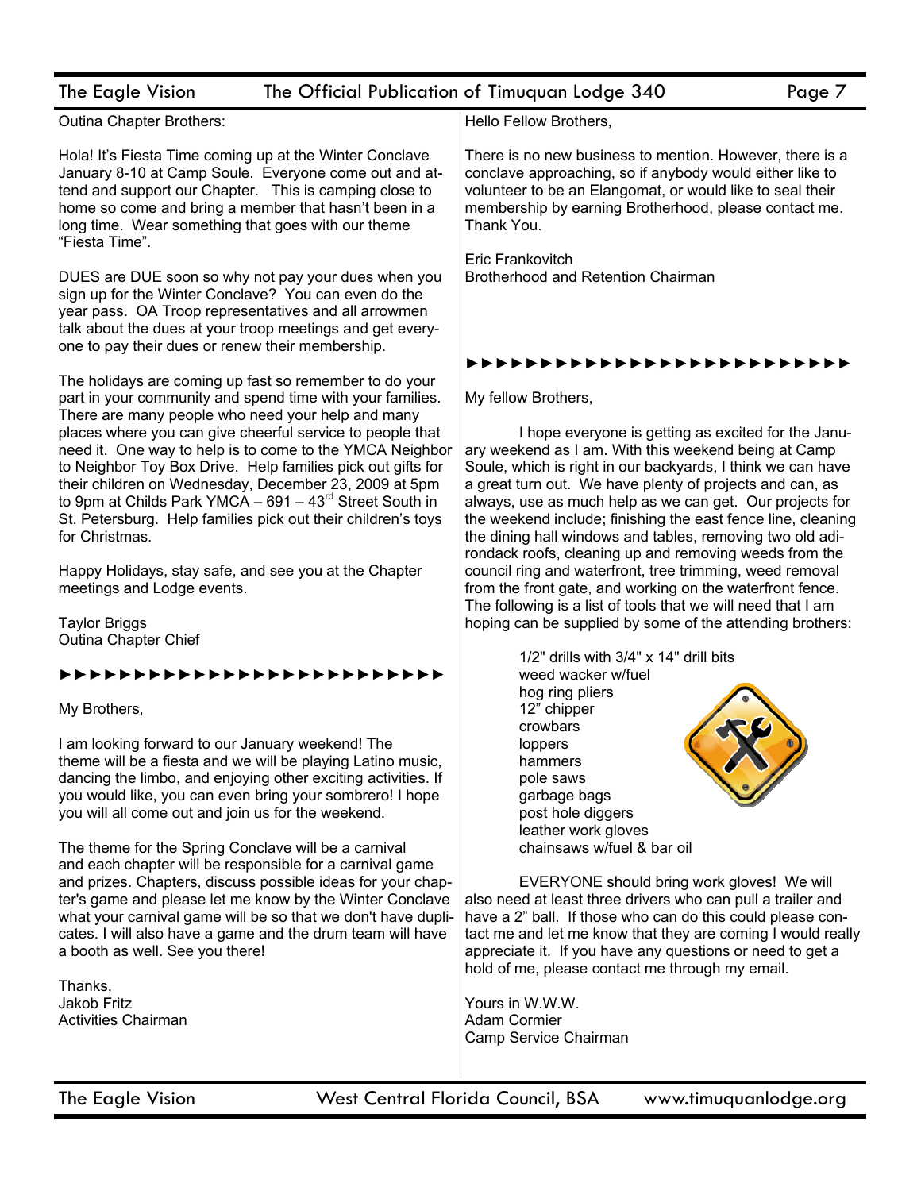Outina Chapter Brothers:

Hola! It's Fiesta Time coming up at the Winter Conclave January 8-10 at Camp Soule. Everyone come out and attend and support our Chapter. This is camping close to home so come and bring a member that hasn't been in a long time. Wear something that goes with our theme "Fiesta Time".

DUES are DUE soon so why not pay your dues when you sign up for the Winter Conclave? You can even do the year pass. OA Troop representatives and all arrowmen talk about the dues at your troop meetings and get everyone to pay their dues or renew their membership.

The holidays are coming up fast so remember to do your part in your community and spend time with your families. There are many people who need your help and many places where you can give cheerful service to people that need it. One way to help is to come to the YMCA Neighbor to Neighbor Toy Box Drive. Help families pick out gifts for their children on Wednesday, December 23, 2009 at 5pm to 9pm at Childs Park YMCA – 691 – 43rd Street South in St. Petersburg. Help families pick out their children's toys for Christmas.

Happy Holidays, stay safe, and see you at the Chapter meetings and Lodge events.

Taylor Briggs
Outina Chapter Chief

►►►►►►►►►►►►►►►►►►►►►►►►►

My Brothers,

I am looking forward to our January weekend! The theme will be a fiesta and we will be playing Latino music, dancing the limbo, and enjoying other exciting activities. If you would like, you can even bring your sombrero! I hope you will all come out and join us for the weekend.

The theme for the Spring Conclave will be a carnival and each chapter will be responsible for a carnival game and prizes. Chapters, discuss possible ideas for your chapter's game and please let me know by the Winter Conclave what your carnival game will be so that we don't have duplicates. I will also have a game and the drum team will have a booth as well. See you there!

Thanks,
Jakob Fritz
Activities Chairman

Hello Fellow Brothers,

There is no new business to mention. However, there is a conclave approaching, so if anybody would either like to volunteer to be an Elangomat, or would like to seal their membership by earning Brotherhood, please contact me. Thank You.

Eric Frankovitch
Brotherhood and Retention Chairman

►►►►►►►►►►►►►►►►►►►►►►►►►

My fellow Brothers,

I hope everyone is getting as excited for the January weekend as I am. With this weekend being at Camp Soule, which is right in our backyards, I think we can have a great turn out. We have plenty of projects and can, as always, use as much help as we can get. Our projects for the weekend include; finishing the east fence line, cleaning the dining hall windows and tables, removing two old adirondack roofs, cleaning up and removing weeds from the council ring and waterfront, tree trimming, weed removal from the front gate, and working on the waterfront fence. The following is a list of tools that we will need that I am hoping can be supplied by some of the attending brothers:

- 1/2" drills with 3/4" x 14" drill bits
- weed wacker w/fuel
- hog ring pliers
- 12" chipper
- crowbars
- loppers
- hammers
- pole saws
- garbage bags
- post hole diggers
- leather work gloves
- chainsaws w/fuel & bar oil

EVERYONE should bring work gloves! We will also need at least three drivers who can pull a trailer and have a 2" ball. If those who can do this could please contact me and let me know that they are coming I would really appreciate it. If you have any questions or need to get a hold of me, please contact me through my email.

Yours in W.W.W.
Adam Cormier
Camp Service Chairman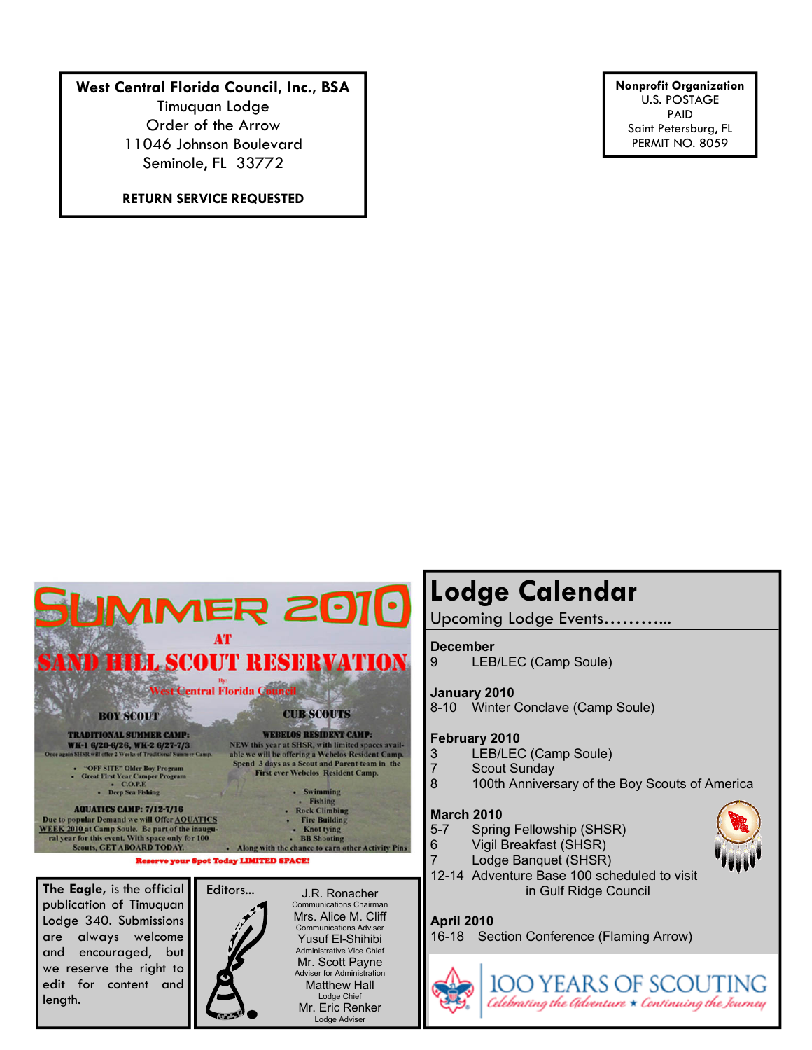**West Central Florida Council, Inc., BSA**
Timuquan Lodge
Order of the Arrow
11046 Johnson Boulevard
Seminole, FL 33772

**RETURN SERVICE REQUESTED**

**Nonprofit Organization**
U.S. POSTAGE
PAID
Saint Petersburg, FL
PERMIT NO. 8059

# SUMMER 2010

## AT SAND HILL SCOUT RESERVATION

By: West Central Florida Council

### BOY SCOUT

**TRADITIONAL SUMMER CAMP:**
**WK-1 6/20-6/26, WK-2 6/27-7/3**
Once again SHSR will offer 2 Weeks of Traditional Summer Camp.

- "OFF SITE" Older Boy Program
- Great First Year Camper Program
- C.O.P.E.
- Deep Sea Fishing

**AQUATICS CAMP: 7/12-7/16**
Due to popular Demand we will Offer AQUATICS WEEK 2010 at Camp Soule. Be part of the inaugural year for this event. With space only for 100 Scouts, GET ABOARD TODAY.

### CUB SCOUTS

**WEBELOS RESIDENT CAMP:**
NEW this year at SHSR, with limited spaces available we will be offering a Webelos Resident Camp. Spend 3 days as a Scout and Parent team in the First ever Webelos Resident Camp.

- Swimming
- Fishing
- Rock Climbing
- Fire Building
- Knot tying
- BB Shooting
- Along with the chance to earn other Activity Pins

**Reserve your Spot Today LIMITED SPACE!**

**The Eagle,** is the official publication of Timuquan Lodge 340. Submissions are always welcome and encouraged, but we reserve the right to edit for content and length.

Editors...

J.R. Ronacher
Communications Chairman

Mrs. Alice M. Cliff
Communications Adviser

Yusuf El-Shihibi
Administrative Vice Chief

Mr. Scott Payne
Adviser for Administration

Matthew Hall
Lodge Chief

Mr. Eric Renker
Lodge Adviser

# Lodge Calendar

Upcoming Lodge Events………...

**December**
9 LEB/LEC (Camp Soule)

**January 2010**
8-10 Winter Conclave (Camp Soule)

**February 2010**
3 LEB/LEC (Camp Soule)
7 Scout Sunday
8 100th Anniversary of the Boy Scouts of America

**March 2010**
5-7 Spring Fellowship (SHSR)
6 Vigil Breakfast (SHSR)
7 Lodge Banquet (SHSR)
12-14 Adventure Base 100 scheduled to visit in Gulf Ridge Council

**April 2010**
16-18 Section Conference (Flaming Arrow)

100 YEARS OF SCOUTING
*Celebrating the Adventure ★ Continuing the Journey*